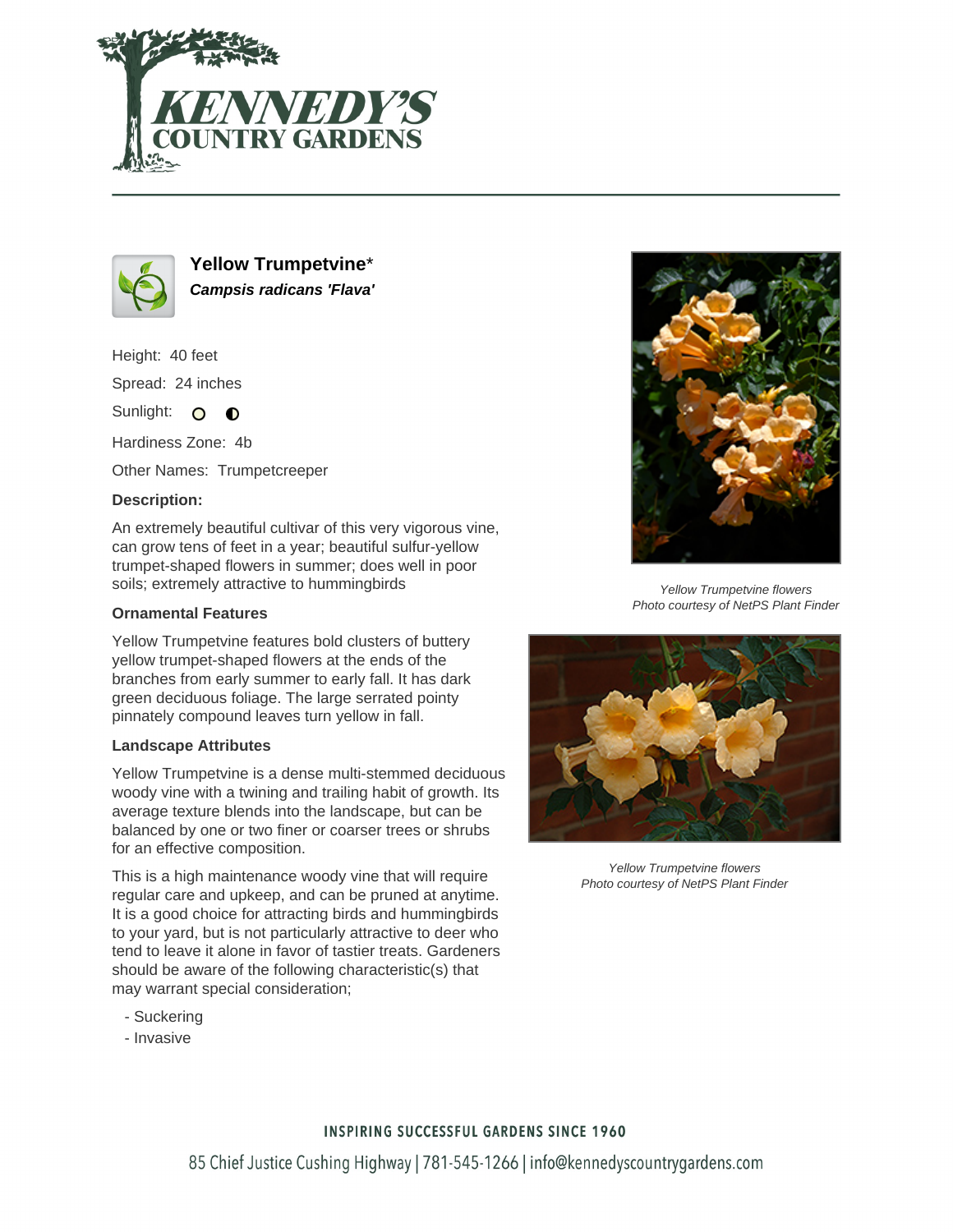# Yellow Trumpetvine*

***Campsis radicans 'Flava'***

Height: 40 feet

Spread: 24 inches

Sunlight: ○ ◐

Hardiness Zone: 4b

Other Names: Trumpetcreeper

### Description:

An extremely beautiful cultivar of this very vigorous vine, can grow tens of feet in a year; beautiful sulfur-yellow trumpet-shaped flowers in summer; does well in poor soils; extremely attractive to hummingbirds

### Ornamental Features

Yellow Trumpetvine features bold clusters of buttery yellow trumpet-shaped flowers at the ends of the branches from early summer to early fall. It has dark green deciduous foliage. The large serrated pointy pinnately compound leaves turn yellow in fall.

### Landscape Attributes

Yellow Trumpetvine is a dense multi-stemmed deciduous woody vine with a twining and trailing habit of growth. Its average texture blends into the landscape, but can be balanced by one or two finer or coarser trees or shrubs for an effective composition.

This is a high maintenance woody vine that will require regular care and upkeep, and can be pruned at anytime. It is a good choice for attracting birds and hummingbirds to your yard, but is not particularly attractive to deer who tend to leave it alone in favor of tastier treats. Gardeners should be aware of the following characteristic(s) that may warrant special consideration;

- Suckering
- Invasive

*Yellow Trumpetvine flowers*
*Photo courtesy of NetPS Plant Finder*

*Yellow Trumpetvine flowers*
*Photo courtesy of NetPS Plant Finder*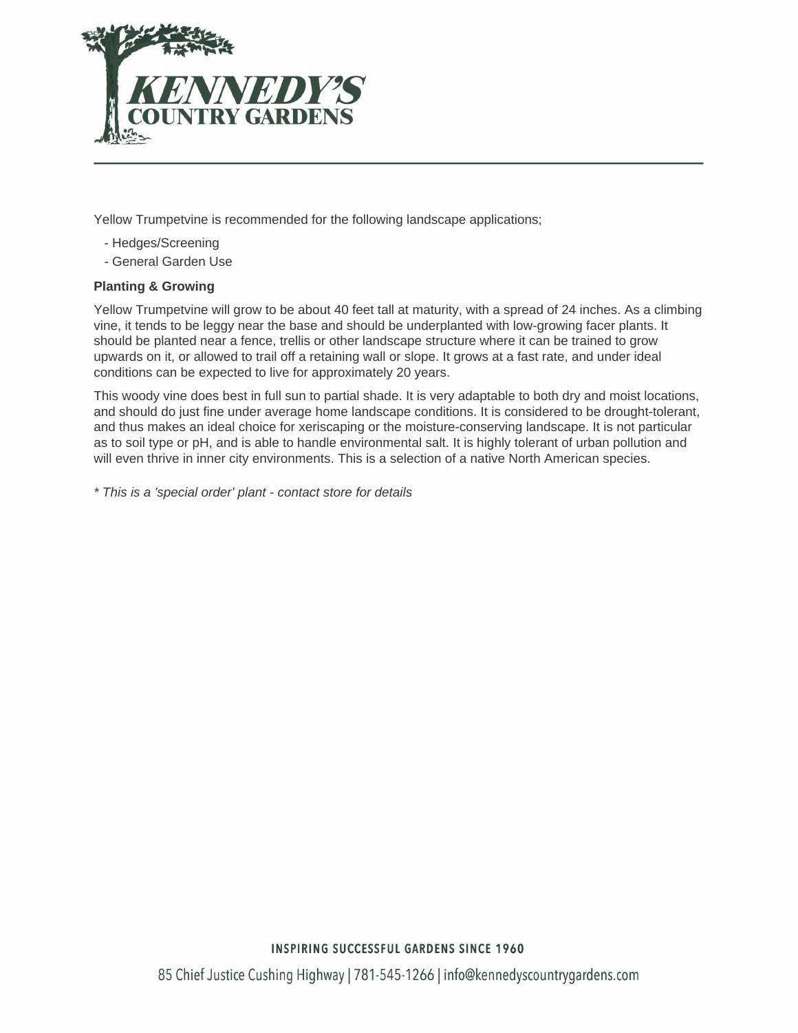Yellow Trumpetvine is recommended for the following landscape applications;

- Hedges/Screening
- General Garden Use

**Planting & Growing**

Yellow Trumpetvine will grow to be about 40 feet tall at maturity, with a spread of 24 inches. As a climbing vine, it tends to be leggy near the base and should be underplanted with low-growing facer plants. It should be planted near a fence, trellis or other landscape structure where it can be trained to grow upwards on it, or allowed to trail off a retaining wall or slope. It grows at a fast rate, and under ideal conditions can be expected to live for approximately 20 years.

This woody vine does best in full sun to partial shade. It is very adaptable to both dry and moist locations, and should do just fine under average home landscape conditions. It is considered to be drought-tolerant, and thus makes an ideal choice for xeriscaping or the moisture-conserving landscape. It is not particular as to soil type or pH, and is able to handle environmental salt. It is highly tolerant of urban pollution and will even thrive in inner city environments. This is a selection of a native North American species.

*\* This is a 'special order' plant - contact store for details*